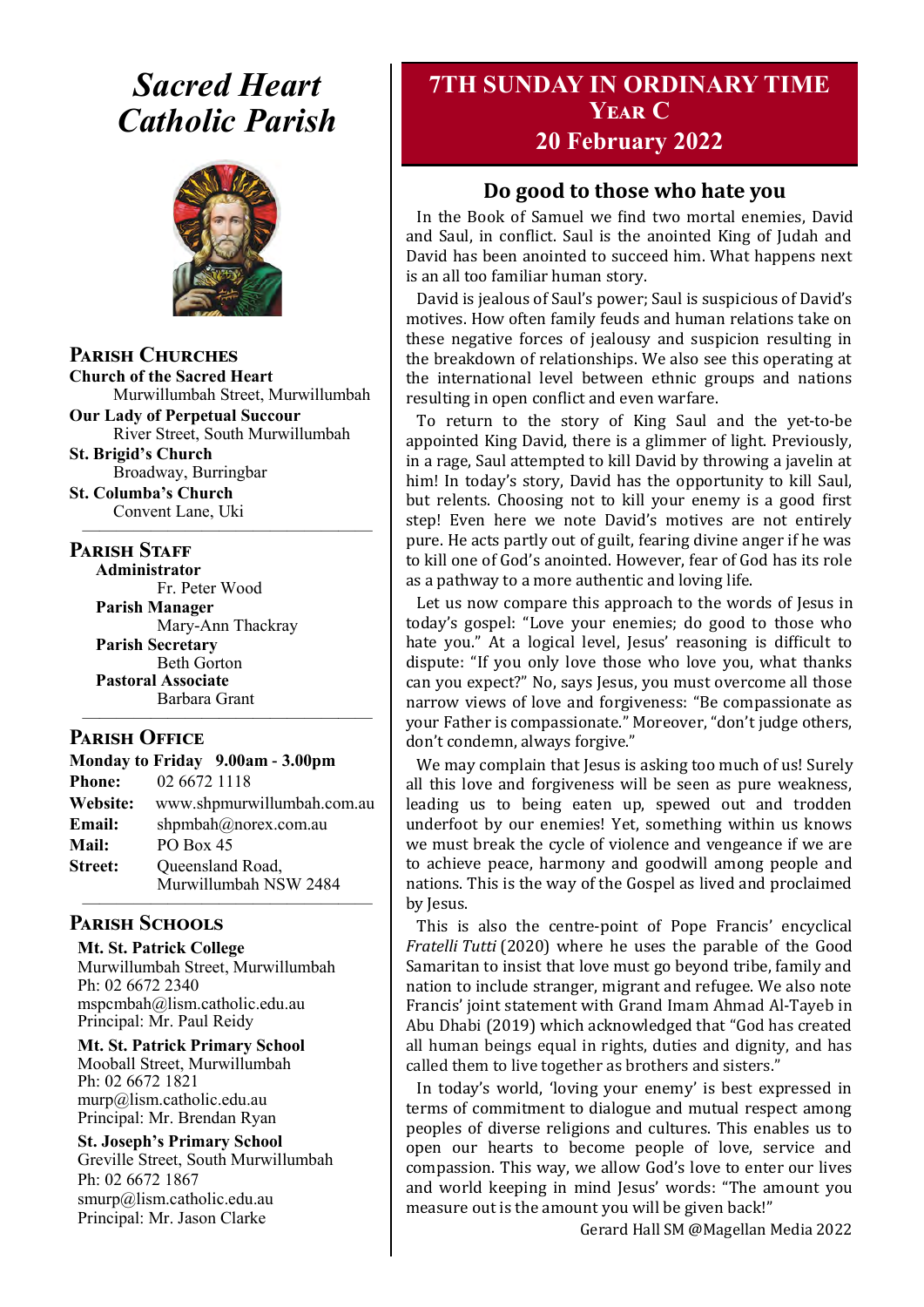# Sacred Heart Catholic Parish

## Parish Churches

**Church of the Sacred Heart**
Murwillumbah Street, Murwillumbah

**Our Lady of Perpetual Succour**
River Street, South Murwillumbah

**St. Brigid's Church**
Broadway, Burringbar

**St. Columba's Church**
Convent Lane, Uki

## Parish Staff

**Administrator**
Fr. Peter Wood

**Parish Manager**
Mary-Ann Thackray

**Parish Secretary**
Beth Gorton

**Pastoral Associate**
Barbara Grant

## Parish Office

**Monday to Friday 9.00am - 3.00pm**

**Phone:** 02 6672 1118
**Website:** www.shpmurwillumbah.com.au
**Email:** shpmbah@norex.com.au
**Mail:** PO Box 45
**Street:** Queensland Road, Murwillumbah NSW 2484

## Parish Schools

**Mt. St. Patrick College**
Murwillumbah Street, Murwillumbah
Ph: 02 6672 2340
mspcmbah@lism.catholic.edu.au
Principal: Mr. Paul Reidy

**Mt. St. Patrick Primary School**
Mooball Street, Murwillumbah
Ph: 02 6672 1821
murp@lism.catholic.edu.au
Principal: Mr. Brendan Ryan

**St. Joseph's Primary School**
Greville Street, South Murwillumbah
Ph: 02 6672 1867
smurp@lism.catholic.edu.au
Principal: Mr. Jason Clarke

# 7TH SUNDAY IN ORDINARY TIME
## Year C
## 20 February 2022

## Do good to those who hate you

In the Book of Samuel we find two mortal enemies, David and Saul, in conflict. Saul is the anointed King of Judah and David has been anointed to succeed him. What happens next is an all too familiar human story.

David is jealous of Saul's power; Saul is suspicious of David's motives. How often family feuds and human relations take on these negative forces of jealousy and suspicion resulting in the breakdown of relationships. We also see this operating at the international level between ethnic groups and nations resulting in open conflict and even warfare.

To return to the story of King Saul and the yet-to-be appointed King David, there is a glimmer of light. Previously, in a rage, Saul attempted to kill David by throwing a javelin at him! In today's story, David has the opportunity to kill Saul, but relents. Choosing not to kill your enemy is a good first step! Even here we note David's motives are not entirely pure. He acts partly out of guilt, fearing divine anger if he was to kill one of God's anointed. However, fear of God has its role as a pathway to a more authentic and loving life.

Let us now compare this approach to the words of Jesus in today's gospel: "Love your enemies; do good to those who hate you." At a logical level, Jesus' reasoning is difficult to dispute: "If you only love those who love you, what thanks can you expect?" No, says Jesus, you must overcome all those narrow views of love and forgiveness: "Be compassionate as your Father is compassionate." Moreover, "don't judge others, don't condemn, always forgive."

We may complain that Jesus is asking too much of us! Surely all this love and forgiveness will be seen as pure weakness, leading us to being eaten up, spewed out and trodden underfoot by our enemies! Yet, something within us knows we must break the cycle of violence and vengeance if we are to achieve peace, harmony and goodwill among people and nations. This is the way of the Gospel as lived and proclaimed by Jesus.

This is also the centre-point of Pope Francis' encyclical *Fratelli Tutti* (2020) where he uses the parable of the Good Samaritan to insist that love must go beyond tribe, family and nation to include stranger, migrant and refugee. We also note Francis' joint statement with Grand Imam Ahmad Al-Tayeb in Abu Dhabi (2019) which acknowledged that "God has created all human beings equal in rights, duties and dignity, and has called them to live together as brothers and sisters."

In today's world, 'loving your enemy' is best expressed in terms of commitment to dialogue and mutual respect among peoples of diverse religions and cultures. This enables us to open our hearts to become people of love, service and compassion. This way, we allow God's love to enter our lives and world keeping in mind Jesus' words: "The amount you measure out is the amount you will be given back!"

Gerard Hall SM @Magellan Media 2022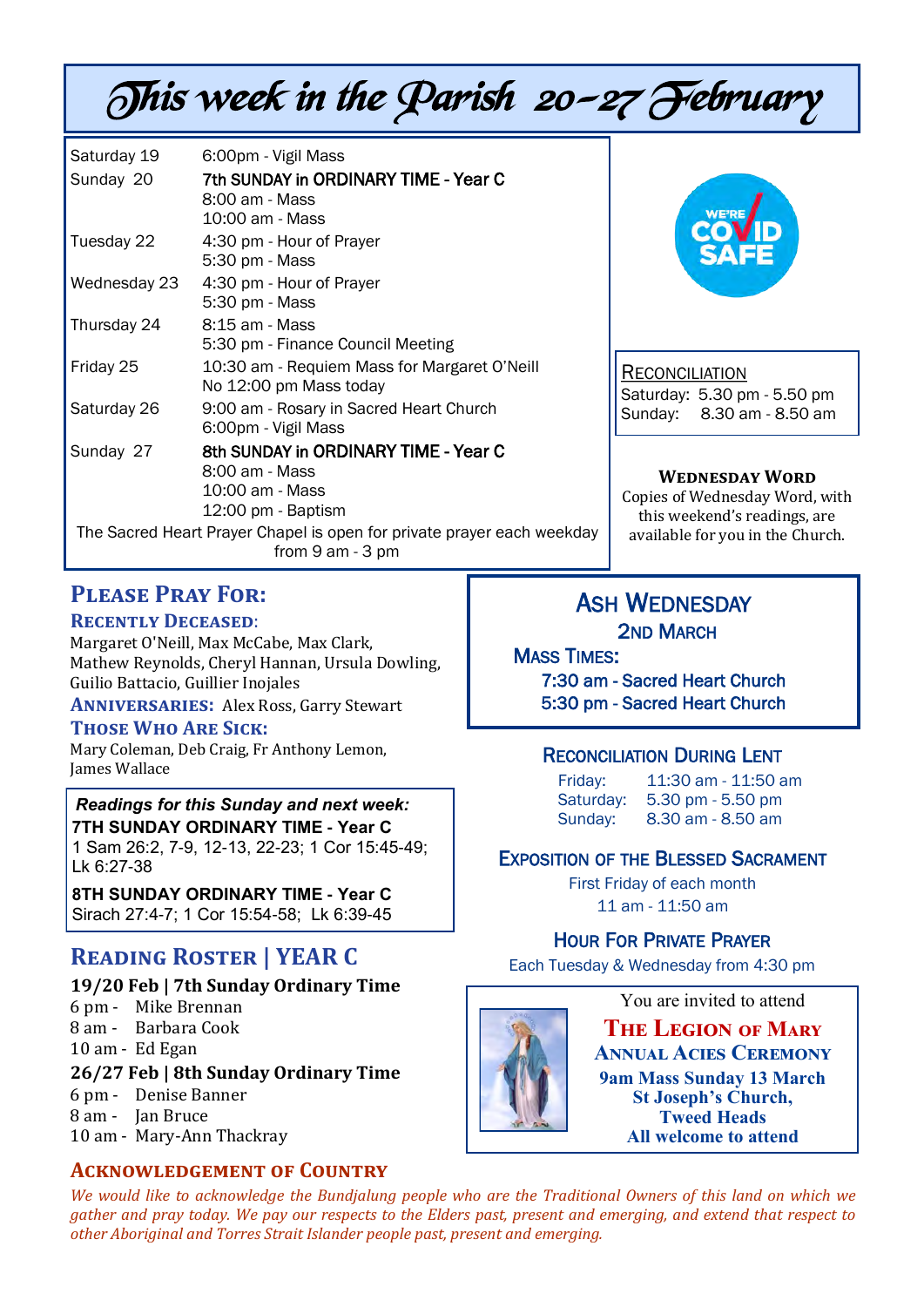# This week in the Parish 20-27 February

| | |
|---|---|
| Saturday 19 | 6:00pm - Vigil Mass |
| Sunday 20 | 7th SUNDAY in ORDINARY TIME - Year C<br>8:00 am - Mass<br>10:00 am - Mass |
| Tuesday 22 | 4:30 pm - Hour of Prayer<br>5:30 pm - Mass |
| Wednesday 23 | 4:30 pm - Hour of Prayer<br>5:30 pm - Mass |
| Thursday 24 | 8:15 am - Mass<br>5:30 pm - Finance Council Meeting |
| Friday 25 | 10:30 am - Requiem Mass for Margaret O'Neill<br>No 12:00 pm Mass today |
| Saturday 26 | 9:00 am - Rosary in Sacred Heart Church<br>6:00pm - Vigil Mass |
| Sunday 27 | 8th SUNDAY in ORDINARY TIME - Year C<br>8:00 am - Mass<br>10:00 am - Mass<br>12:00 pm - Baptism |

The Sacred Heart Prayer Chapel is open for private prayer each weekday from 9 am - 3 pm

WE'RE COVID SAFE

**RECONCILIATION**
Saturday: 5.30 pm - 5.50 pm
Sunday: 8.30 am - 8.50 am

**WEDNESDAY WORD**

Copies of Wednesday Word, with this weekend's readings, are available for you in the Church.

## PLEASE PRAY FOR:

**RECENTLY DECEASED**: Margaret O'Neill, Max McCabe, Max Clark, Mathew Reynolds, Cheryl Hannan, Ursula Dowling, Guilio Battacio, Guillier Inojales

**ANNIVERSARIES:** Alex Ross, Garry Stewart

**THOSE WHO ARE SICK:** Mary Coleman, Deb Craig, Fr Anthony Lemon, James Wallace

***Readings for this Sunday and next week:***

**7TH SUNDAY ORDINARY TIME - Year C**
1 Sam 26:2, 7-9, 12-13, 22-23; 1 Cor 15:45-49; Lk 6:27-38

**8TH SUNDAY ORDINARY TIME - Year C**
Sirach 27:4-7; 1 Cor 15:54-58; Lk 6:39-45

## READING ROSTER | YEAR C

**19/20 Feb | 7th Sunday Ordinary Time**
6 pm - Mike Brennan
8 am - Barbara Cook
10 am - Ed Egan

**26/27 Feb | 8th Sunday Ordinary Time**
6 pm - Denise Banner
8 am - Jan Bruce
10 am - Mary-Ann Thackray

## ASH WEDNESDAY

**2ND MARCH**

**MASS TIMES:**
7:30 am - Sacred Heart Church
5:30 pm - Sacred Heart Church

## RECONCILIATION DURING LENT

Friday: 11:30 am - 11:50 am
Saturday: 5.30 pm - 5.50 pm
Sunday: 8.30 am - 8.50 am

## EXPOSITION OF THE BLESSED SACRAMENT

First Friday of each month
11 am - 11:50 am

## HOUR FOR PRIVATE PRAYER

Each Tuesday & Wednesday from 4:30 pm

You are invited to attend

**THE LEGION OF MARY**
**ANNUAL ACIES CEREMONY**
**9am Mass Sunday 13 March**
**St Joseph's Church, Tweed Heads**
**All welcome to attend**

## ACKNOWLEDGEMENT OF COUNTRY

*We would like to acknowledge the Bundjalung people who are the Traditional Owners of this land on which we gather and pray today. We pay our respects to the Elders past, present and emerging, and extend that respect to other Aboriginal and Torres Strait Islander people past, present and emerging.*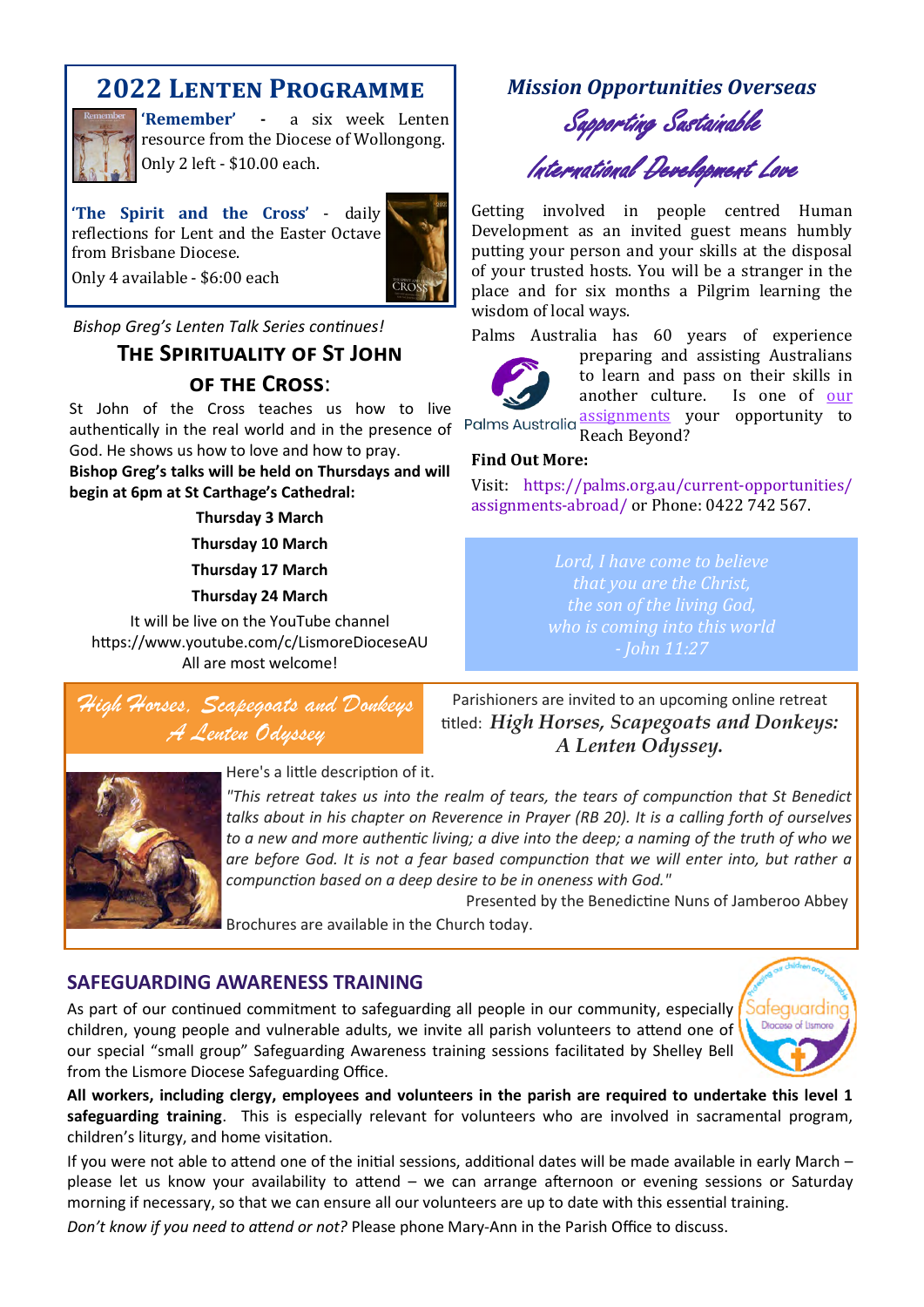## 2022 Lenten Programme

**'Remember'** - a six week Lenten resource from the Diocese of Wollongong. Only 2 left - $10.00 each.

**'The Spirit and the Cross'** - daily reflections for Lent and the Easter Octave from Brisbane Diocese.

Only 4 available - $6:00 each

*Bishop Greg's Lenten Talk Series continues!*

### The Spirituality of St John of the Cross:

St John of the Cross teaches us how to live authentically in the real world and in the presence of God. He shows us how to love and how to pray.

**Bishop Greg's talks will be held on Thursdays and will begin at 6pm at St Carthage's Cathedral:**

**Thursday 3 March**

**Thursday 10 March**

**Thursday 17 March**

**Thursday 24 March**

It will be live on the YouTube channel https://www.youtube.com/c/LismoreDioceseAU

All are most welcome!

## *Mission Opportunities Overseas*

*Supporting Sustainable International Development Love*

Getting involved in people centred Human Development as an invited guest means humbly putting your person and your skills at the disposal of your trusted hosts. You will be a stranger in the place and for six months a Pilgrim learning the wisdom of local ways.

Palms Australia has 60 years of experience preparing and assisting Australians to learn and pass on their skills in another culture. Is one of our assignments your opportunity to Reach Beyond?

Palms Australia

**Find Out More:**

Visit: https://palms.org.au/current-opportunities/assignments-abroad/ or Phone: 0422 742 567.

*Lord, I have come to believe*
*that you are the Christ,*
*the son of the living God,*
*who is coming into this world*
*- John 11:27*

## *High Horses, Scapegoats and Donkeys A Lenten Odyssey*

Parishioners are invited to an upcoming online retreat titled: ***High Horses, Scapegoats and Donkeys: A Lenten Odyssey.***

Here's a little description of it.

*"This retreat takes us into the realm of tears, the tears of compunction that St Benedict talks about in his chapter on Reverence in Prayer (RB 20). It is a calling forth of ourselves to a new and more authentic living; a dive into the deep; a naming of the truth of who we are before God. It is not a fear based compunction that we will enter into, but rather a compunction based on a deep desire to be in oneness with God."*

Presented by the Benedictine Nuns of Jamberoo Abbey

Brochures are available in the Church today.

## SAFEGUARDING AWARENESS TRAINING

As part of our continued commitment to safeguarding all people in our community, especially children, young people and vulnerable adults, we invite all parish volunteers to attend one of our special "small group" Safeguarding Awareness training sessions facilitated by Shelley Bell from the Lismore Diocese Safeguarding Office.

**All workers, including clergy, employees and volunteers in the parish are required to undertake this level 1 safeguarding training**. This is especially relevant for volunteers who are involved in sacramental program, children's liturgy, and home visitation.

If you were not able to attend one of the initial sessions, additional dates will be made available in early March – please let us know your availability to attend – we can arrange afternoon or evening sessions or Saturday morning if necessary, so that we can ensure all our volunteers are up to date with this essential training.

*Don't know if you need to attend or not?* Please phone Mary-Ann in the Parish Office to discuss.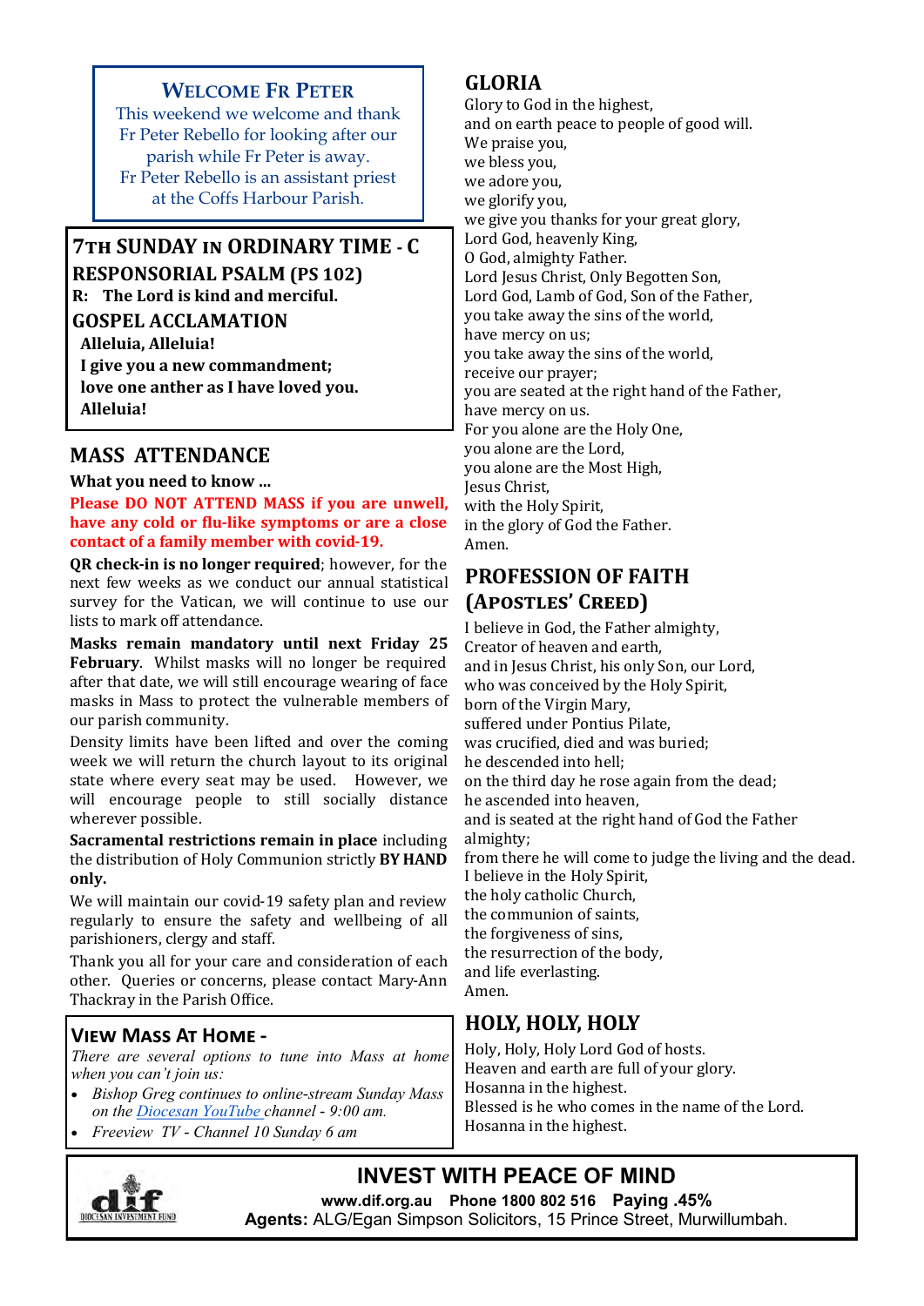## Welcome Fr Peter

This weekend we welcome and thank Fr Peter Rebello for looking after our parish while Fr Peter is away. Fr Peter Rebello is an assistant priest at the Coffs Harbour Parish.

## 7th Sunday in Ordinary Time - C

### Responsorial Psalm (Ps 102)

**R: The Lord is kind and merciful.**

### Gospel Acclamation

**Alleluia, Alleluia!**
**I give you a new commandment;**
**love one anther as I have loved you.**
**Alleluia!**

## Mass Attendance

**What you need to know ...**

**Please DO NOT ATTEND MASS if you are unwell, have any cold or flu-like symptoms or are a close contact of a family member with covid-19.**

**QR check-in is no longer required**; however, for the next few weeks as we conduct our annual statistical survey for the Vatican, we will continue to use our lists to mark off attendance.

**Masks remain mandatory until next Friday 25 February**. Whilst masks will no longer be required after that date, we will still encourage wearing of face masks in Mass to protect the vulnerable members of our parish community.

Density limits have been lifted and over the coming week we will return the church layout to its original state where every seat may be used. However, we will encourage people to still socially distance wherever possible.

**Sacramental restrictions remain in place** including the distribution of Holy Communion strictly **BY HAND only.**

We will maintain our covid-19 safety plan and review regularly to ensure the safety and wellbeing of all parishioners, clergy and staff.

Thank you all for your care and consideration of each other. Queries or concerns, please contact Mary-Ann Thackray in the Parish Office.

## View Mass At Home -

*There are several options to tune into Mass at home when you can't join us:*

- *Bishop Greg continues to online-stream Sunday Mass on the Diocesan YouTube channel - 9:00 am.*
- *Freeview TV - Channel 10 Sunday 6 am*

## Gloria

Glory to God in the highest,
and on earth peace to people of good will.
We praise you,
we bless you,
we adore you,
we glorify you,
we give you thanks for your great glory,
Lord God, heavenly King,
O God, almighty Father.
Lord Jesus Christ, Only Begotten Son,
Lord God, Lamb of God, Son of the Father,
you take away the sins of the world,
have mercy on us;
you take away the sins of the world,
receive our prayer;
you are seated at the right hand of the Father,
have mercy on us.
For you alone are the Holy One,
you alone are the Lord,
you alone are the Most High,
Jesus Christ,
with the Holy Spirit,
in the glory of God the Father.
Amen.

## Profession of Faith (Apostles' Creed)

I believe in God, the Father almighty,
Creator of heaven and earth,
and in Jesus Christ, his only Son, our Lord,
who was conceived by the Holy Spirit,
born of the Virgin Mary,
suffered under Pontius Pilate,
was crucified, died and was buried;
he descended into hell;
on the third day he rose again from the dead;
he ascended into heaven,
and is seated at the right hand of God the Father almighty;
from there he will come to judge the living and the dead.
I believe in the Holy Spirit,
the holy catholic Church,
the communion of saints,
the forgiveness of sins,
the resurrection of the body,
and life everlasting.
Amen.

## Holy, Holy, Holy

Holy, Holy, Holy Lord God of hosts.
Heaven and earth are full of your glory.
Hosanna in the highest.
Blessed is he who comes in the name of the Lord.
Hosanna in the highest.

## INVEST WITH PEACE OF MIND

dif DIOCESAN INVESTMENT FUND

**www.dif.org.au Phone 1800 802 516 Paying .45%**
**Agents:** ALG/Egan Simpson Solicitors, 15 Prince Street, Murwillumbah.